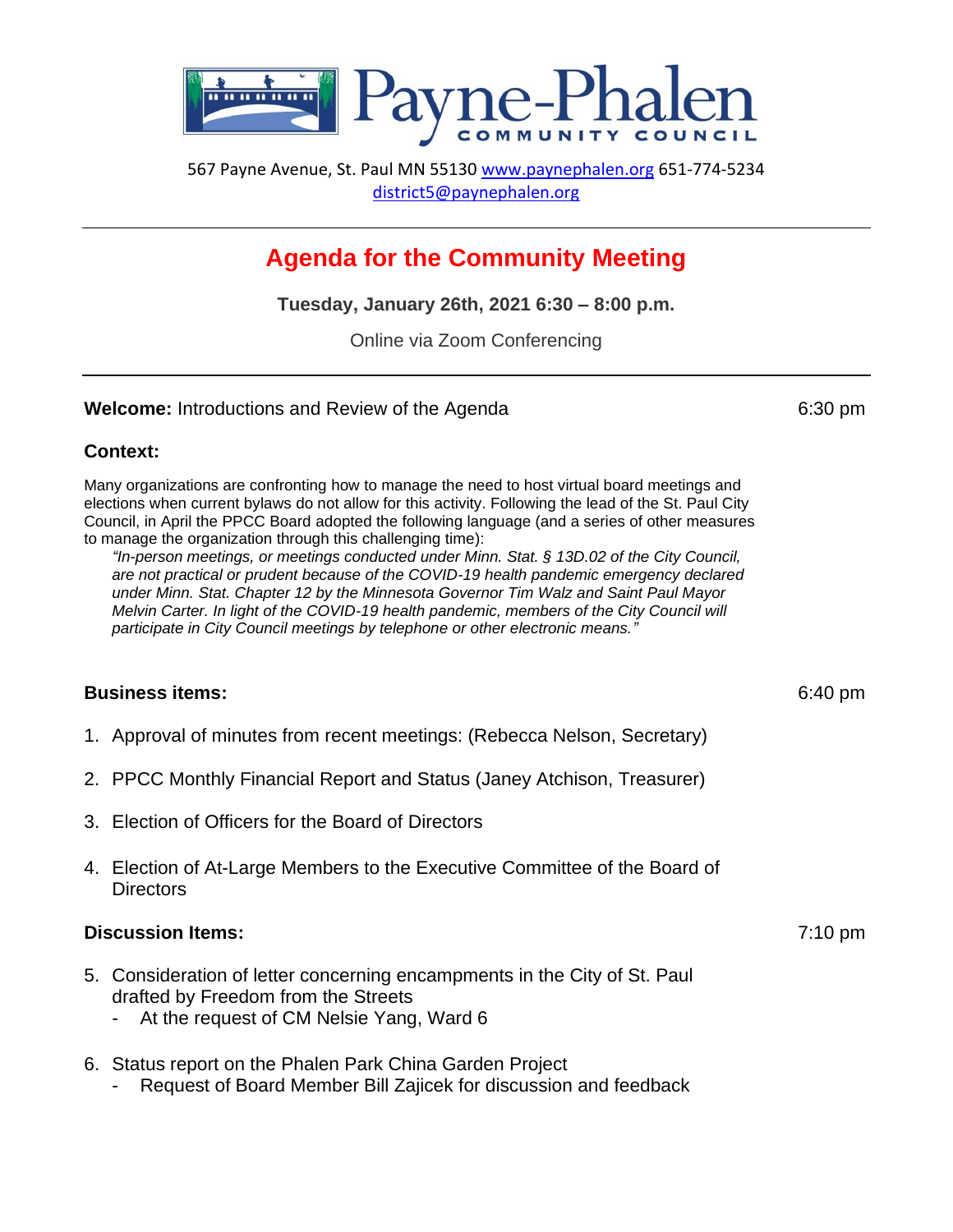# Payne-Phalen COMMUNITY COUNCIL

567 Payne Avenue, St. Paul MN 55130 www.paynephalen.org 651-774-5234
district5@paynephalen.org

---

## Agenda for the Community Meeting

**Tuesday, January 26th, 2021 6:30 – 8:00 p.m.**

Online via Zoom Conferencing

---

**Welcome:** Introductions and Review of the Agenda — 6:30 pm

**Context:**

Many organizations are confronting how to manage the need to host virtual board meetings and elections when current bylaws do not allow for this activity. Following the lead of the St. Paul City Council, in April the PPCC Board adopted the following language (and a series of other measures to manage the organization through this challenging time):

> *"In-person meetings, or meetings conducted under Minn. Stat. § 13D.02 of the City Council, are not practical or prudent because of the COVID-19 health pandemic emergency declared under Minn. Stat. Chapter 12 by the Minnesota Governor Tim Walz and Saint Paul Mayor Melvin Carter. In light of the COVID-19 health pandemic, members of the City Council will participate in City Council meetings by telephone or other electronic means."*

**Business items:** — 6:40 pm

1. Approval of minutes from recent meetings: (Rebecca Nelson, Secretary)
2. PPCC Monthly Financial Report and Status (Janey Atchison, Treasurer)
3. Election of Officers for the Board of Directors
4. Election of At-Large Members to the Executive Committee of the Board of Directors

**Discussion Items:** — 7:10 pm

5. Consideration of letter concerning encampments in the City of St. Paul drafted by Freedom from the Streets
   - At the request of CM Nelsie Yang, Ward 6
6. Status report on the Phalen Park China Garden Project
   - Request of Board Member Bill Zajicek for discussion and feedback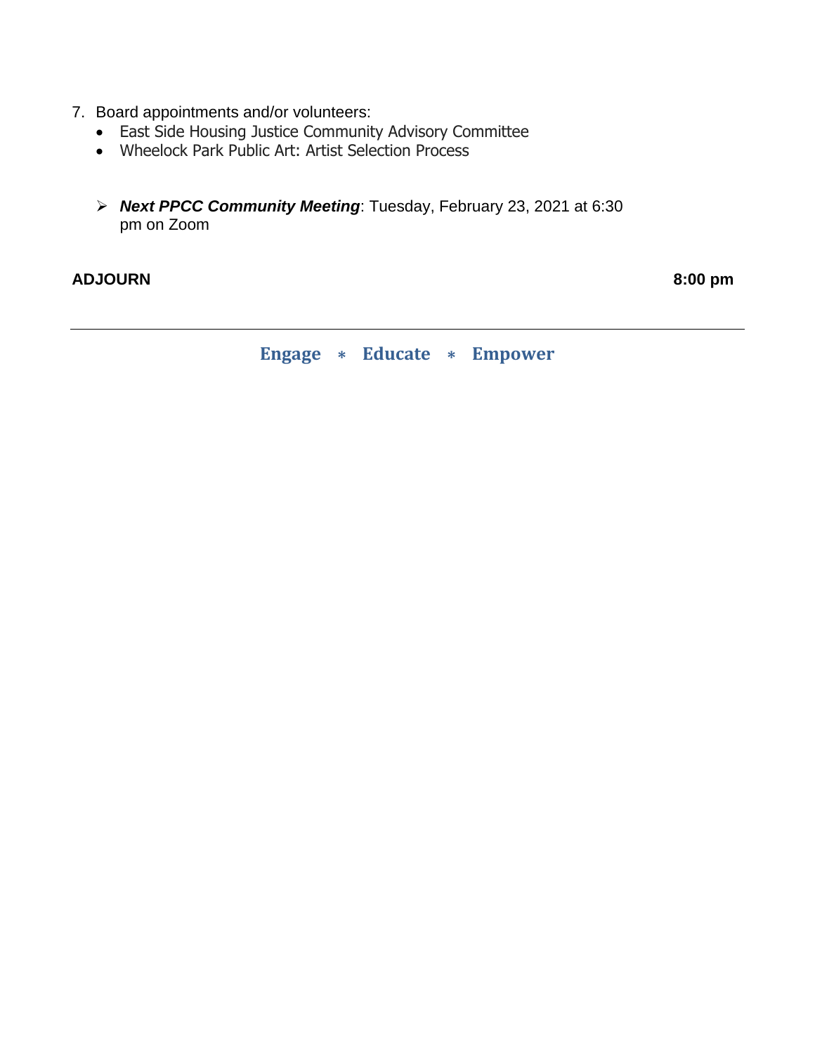7. Board appointments and/or volunteers:
   - East Side Housing Justice Community Advisory Committee
   - Wheelock Park Public Art: Artist Selection Process

➢ ***Next PPCC Community Meeting***: Tuesday, February 23, 2021 at 6:30 pm on Zoom

**ADJOURN** **8:00 pm**

---

**Engage * Educate * Empower**